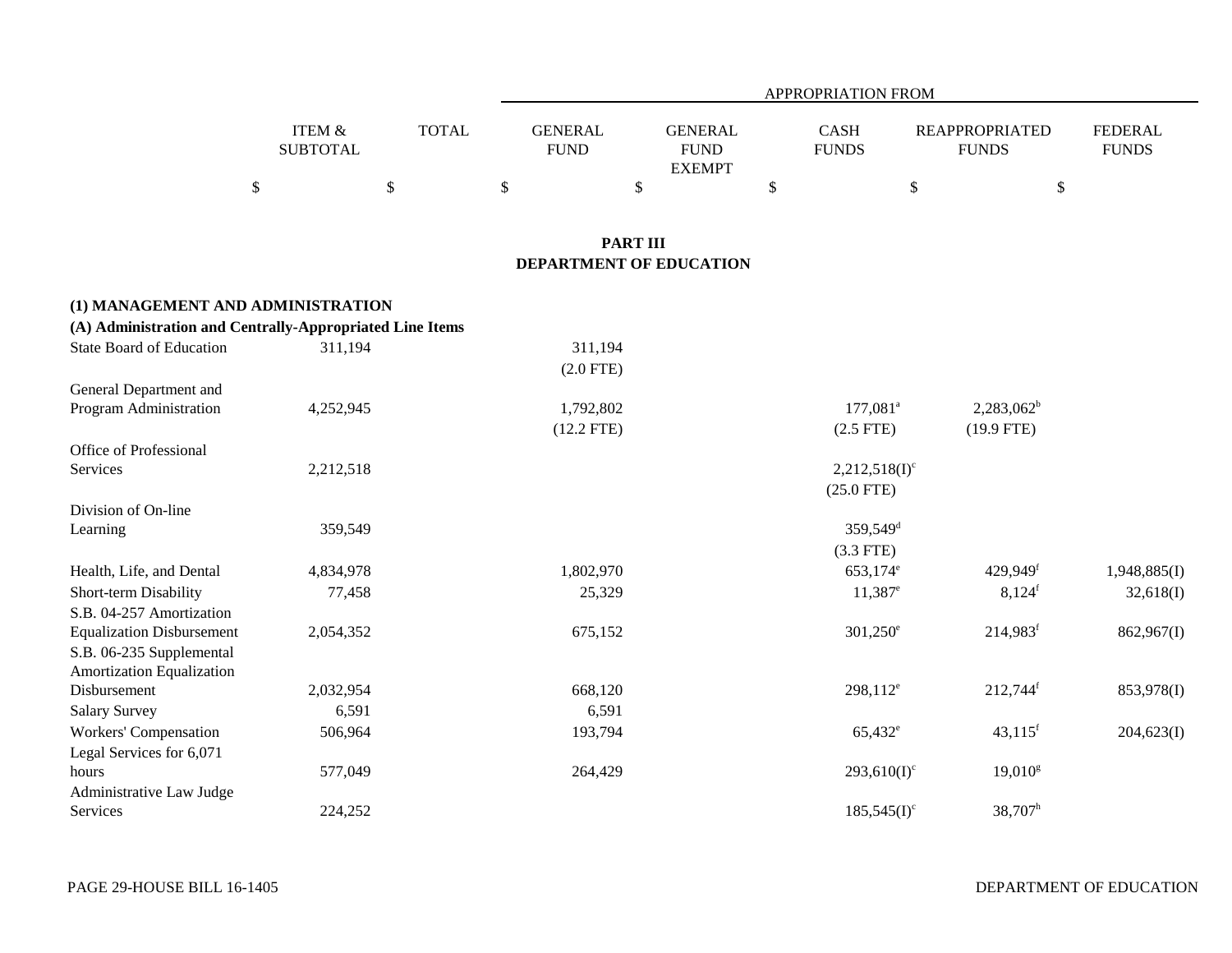| | ITEM & SUBTOTAL | TOTAL | APPROPRIATION FROM | | | | |
|---|---|---|---|---|---|---|---|
| | | | GENERAL FUND | GENERAL FUND EXEMPT | CASH FUNDS | REAPPROPRIATED FUNDS | FEDERAL FUNDS |
| | $ | $ | $ | $ | $ | $ | $ |

## PART III
## DEPARTMENT OF EDUCATION

### (1) MANAGEMENT AND ADMINISTRATION

#### (A) Administration and Centrally-Appropriated Line Items

| | ITEM & SUBTOTAL | TOTAL | GENERAL FUND | GENERAL FUND EXEMPT | CASH FUNDS | REAPPROPRIATED FUNDS | FEDERAL FUNDS |
|---|---|---|---|---|---|---|---|
| State Board of Education | 311,194 | | 311,194 | | | | |
| | | | (2.0 FTE) | | | | |
| General Department and Program Administration | 4,252,945 | | 1,792,802 | | 177,081[a] | 2,283,062[b] | |
| | | | (12.2 FTE) | | (2.5 FTE) | (19.9 FTE) | |
| Office of Professional Services | 2,212,518 | | | | 2,212,518(I)[c] | | |
| | | | | | (25.0 FTE) | | |
| Division of On-line Learning | 359,549 | | | | 359,549[d] | | |
| | | | | | (3.3 FTE) | | |
| Health, Life, and Dental | 4,834,978 | | 1,802,970 | | 653,174[e] | 429,949[f] | 1,948,885(I) |
| Short-term Disability | 77,458 | | 25,329 | | 11,387[e] | 8,124[f] | 32,618(I) |
| S.B. 04-257 Amortization Equalization Disbursement | 2,054,352 | | 675,152 | | 301,250[e] | 214,983[f] | 862,967(I) |
| S.B. 06-235 Supplemental Amortization Equalization Disbursement | 2,032,954 | | 668,120 | | 298,112[e] | 212,744[f] | 853,978(I) |
| Salary Survey | 6,591 | | 6,591 | | | | |
| Workers' Compensation | 506,964 | | 193,794 | | 65,432[e] | 43,115[f] | 204,623(I) |
| Legal Services for 6,071 hours | 577,049 | | 264,429 | | 293,610(I)[c] | 19,010[g] | |
| Administrative Law Judge Services | 224,252 | | | | 185,545(I)[c] | 38,707[h] | |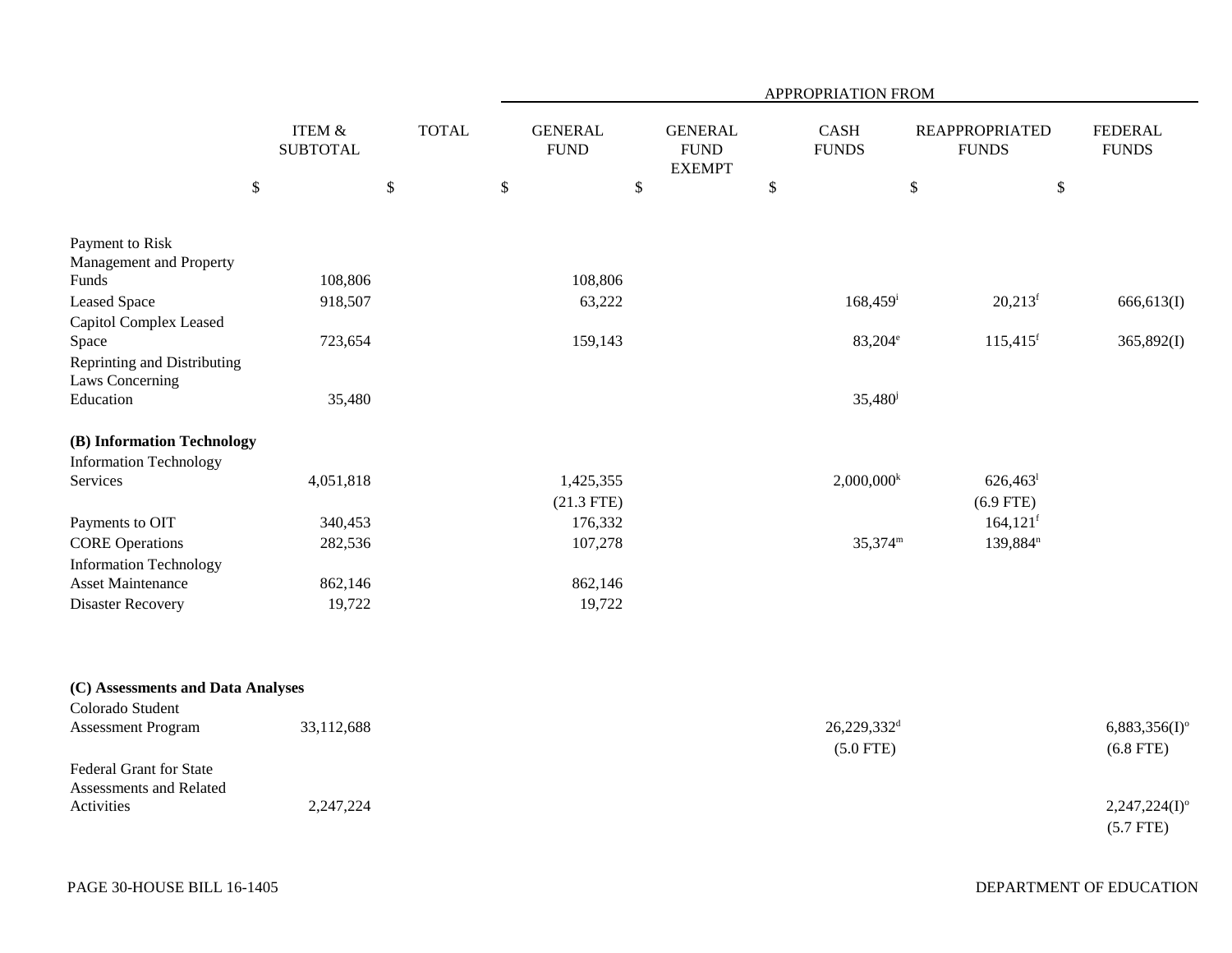| | ITEM & SUBTOTAL | TOTAL | APPROPRIATION FROM GENERAL FUND | GENERAL FUND EXEMPT | CASH FUNDS | REAPPROPRIATED FUNDS | FEDERAL FUNDS |
|---|---|---|---|---|---|---|---|
| | $ | $ | $ | $ | $ | $ | $ |
| Payment to Risk Management and Property Funds | 108,806 | | 108,806 | | | | |
| Leased Space | 918,507 | | 63,222 | | 168,459[i] | 20,213[f] | 666,613(I) |
| Capitol Complex Leased Space | 723,654 | | 159,143 | | 83,204[e] | 115,415[f] | 365,892(I) |
| Reprinting and Distributing Laws Concerning Education | 35,480 | | | | 35,480[j] | | |
| **(B) Information Technology** | | | | | | | |
| Information Technology Services | 4,051,818 | | 1,425,355 (21.3 FTE) | | 2,000,000[k] | 626,463[l] (6.9 FTE) | |
| Payments to OIT | 340,453 | | 176,332 | | | 164,121[f] | |
| CORE Operations | 282,536 | | 107,278 | | 35,374[m] | 139,884[n] | |
| Information Technology Asset Maintenance | 862,146 | | 862,146 | | | | |
| Disaster Recovery | 19,722 | | 19,722 | | | | |
| **(C) Assessments and Data Analyses** | | | | | | | |
| Colorado Student Assessment Program | 33,112,688 | | | | 26,229,332[d] (5.0 FTE) | | 6,883,356(I)[o] (6.8 FTE) |
| Federal Grant for State Assessments and Related Activities | 2,247,224 | | | | | | 2,247,224(I)[o] (5.7 FTE) |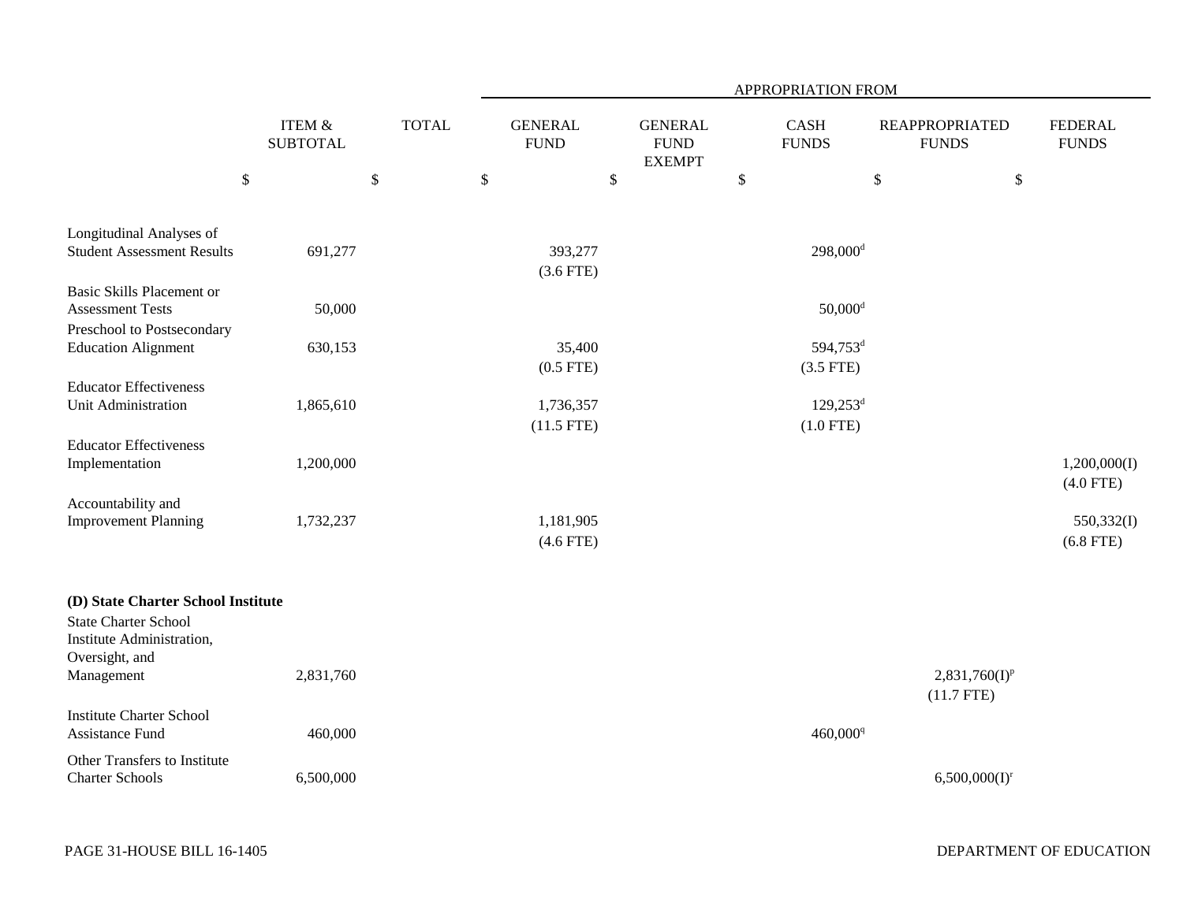| | ITEM & SUBTOTAL | TOTAL | APPROPRIATION FROM GENERAL FUND | GENERAL FUND EXEMPT | CASH FUNDS | REAPPROPRIATED FUNDS | FEDERAL FUNDS |
|---|---|---|---|---|---|---|---|
| | $ | $ | $ | $ | $ | $ | $ |
| Longitudinal Analyses of Student Assessment Results | 691,277 | | 393,277 (3.6 FTE) | | 298,000[d] | | |
| Basic Skills Placement or Assessment Tests | 50,000 | | | | 50,000[d] | | |
| Preschool to Postsecondary Education Alignment | 630,153 | | 35,400 (0.5 FTE) | | 594,753[d] (3.5 FTE) | | |
| Educator Effectiveness Unit Administration | 1,865,610 | | 1,736,357 (11.5 FTE) | | 129,253[d] (1.0 FTE) | | |
| Educator Effectiveness Implementation | 1,200,000 | | | | | | 1,200,000(I) (4.0 FTE) |
| Accountability and Improvement Planning | 1,732,237 | | 1,181,905 (4.6 FTE) | | | | 550,332(I) (6.8 FTE) |
| **(D) State Charter School Institute** | | | | | | | |
| State Charter School Institute Administration, Oversight, and Management | 2,831,760 | | | | | 2,831,760(I)[p] (11.7 FTE) | |
| Institute Charter School Assistance Fund | 460,000 | | | | 460,000[q] | | |
| Other Transfers to Institute Charter Schools | 6,500,000 | | | | | 6,500,000(I)[r] | |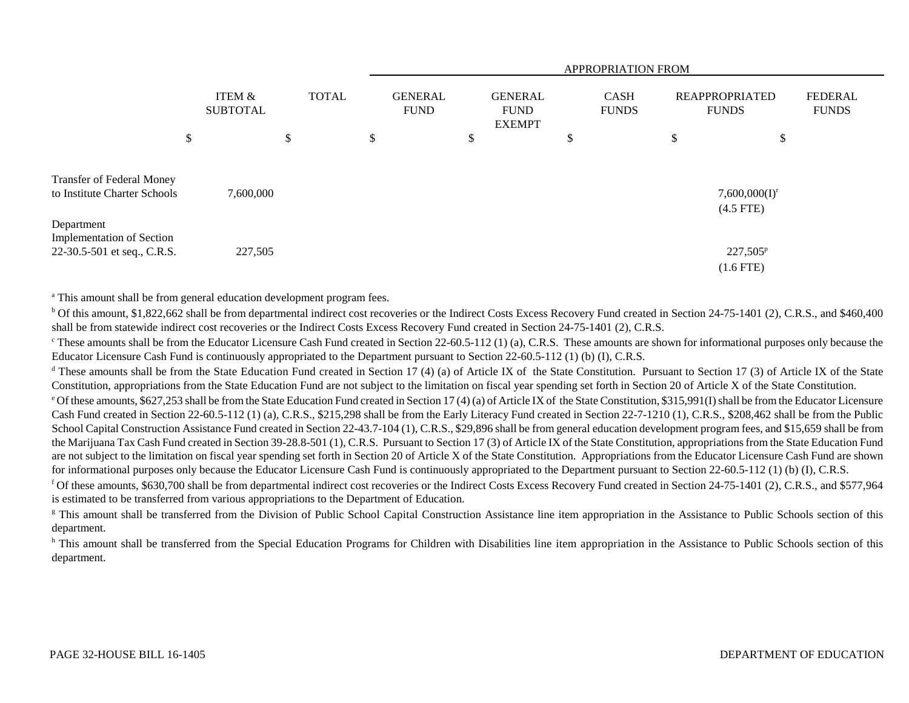| | ITEM & SUBTOTAL | TOTAL | APPROPRIATION FROM GENERAL FUND | GENERAL FUND EXEMPT | CASH FUNDS | REAPPROPRIATED FUNDS | FEDERAL FUNDS |
|---|---|---|---|---|---|---|---|
| | $ | $ | $ | $ | $ | $ | $ |
| Transfer of Federal Money to Institute Charter Schools | 7,600,000 | | | | | 7,600,000(I)[f] (4.5 FTE) | |
| Department Implementation of Section 22-30.5-501 et seq., C.R.S. | 227,505 | | | | | 227,505[p] (1.6 FTE) | |

[a] This amount shall be from general education development program fees.

[b] Of this amount, $1,822,662 shall be from departmental indirect cost recoveries or the Indirect Costs Excess Recovery Fund created in Section 24-75-1401 (2), C.R.S., and $460,400 shall be from statewide indirect cost recoveries or the Indirect Costs Excess Recovery Fund created in Section 24-75-1401 (2), C.R.S.

[c] These amounts shall be from the Educator Licensure Cash Fund created in Section 22-60.5-112 (1) (a), C.R.S. These amounts are shown for informational purposes only because the Educator Licensure Cash Fund is continuously appropriated to the Department pursuant to Section 22-60.5-112 (1) (b) (I), C.R.S.

[d] These amounts shall be from the State Education Fund created in Section 17 (4) (a) of Article IX of the State Constitution. Pursuant to Section 17 (3) of Article IX of the State Constitution, appropriations from the State Education Fund are not subject to the limitation on fiscal year spending set forth in Section 20 of Article X of the State Constitution.

[e] Of these amounts, $627,253 shall be from the State Education Fund created in Section 17 (4) (a) of Article IX of the State Constitution, $315,991(I) shall be from the Educator Licensure Cash Fund created in Section 22-60.5-112 (1) (a), C.R.S., $215,298 shall be from the Early Literacy Fund created in Section 22-7-1210 (1), C.R.S., $208,462 shall be from the Public School Capital Construction Assistance Fund created in Section 22-43.7-104 (1), C.R.S., $29,896 shall be from general education development program fees, and $15,659 shall be from the Marijuana Tax Cash Fund created in Section 39-28.8-501 (1), C.R.S. Pursuant to Section 17 (3) of Article IX of the State Constitution, appropriations from the State Education Fund are not subject to the limitation on fiscal year spending set forth in Section 20 of Article X of the State Constitution. Appropriations from the Educator Licensure Cash Fund are shown for informational purposes only because the Educator Licensure Cash Fund is continuously appropriated to the Department pursuant to Section 22-60.5-112 (1) (b) (I), C.R.S.

[f] Of these amounts, $630,700 shall be from departmental indirect cost recoveries or the Indirect Costs Excess Recovery Fund created in Section 24-75-1401 (2), C.R.S., and $577,964 is estimated to be transferred from various appropriations to the Department of Education.

[g] This amount shall be transferred from the Division of Public School Capital Construction Assistance line item appropriation in the Assistance to Public Schools section of this department.

[h] This amount shall be transferred from the Special Education Programs for Children with Disabilities line item appropriation in the Assistance to Public Schools section of this department.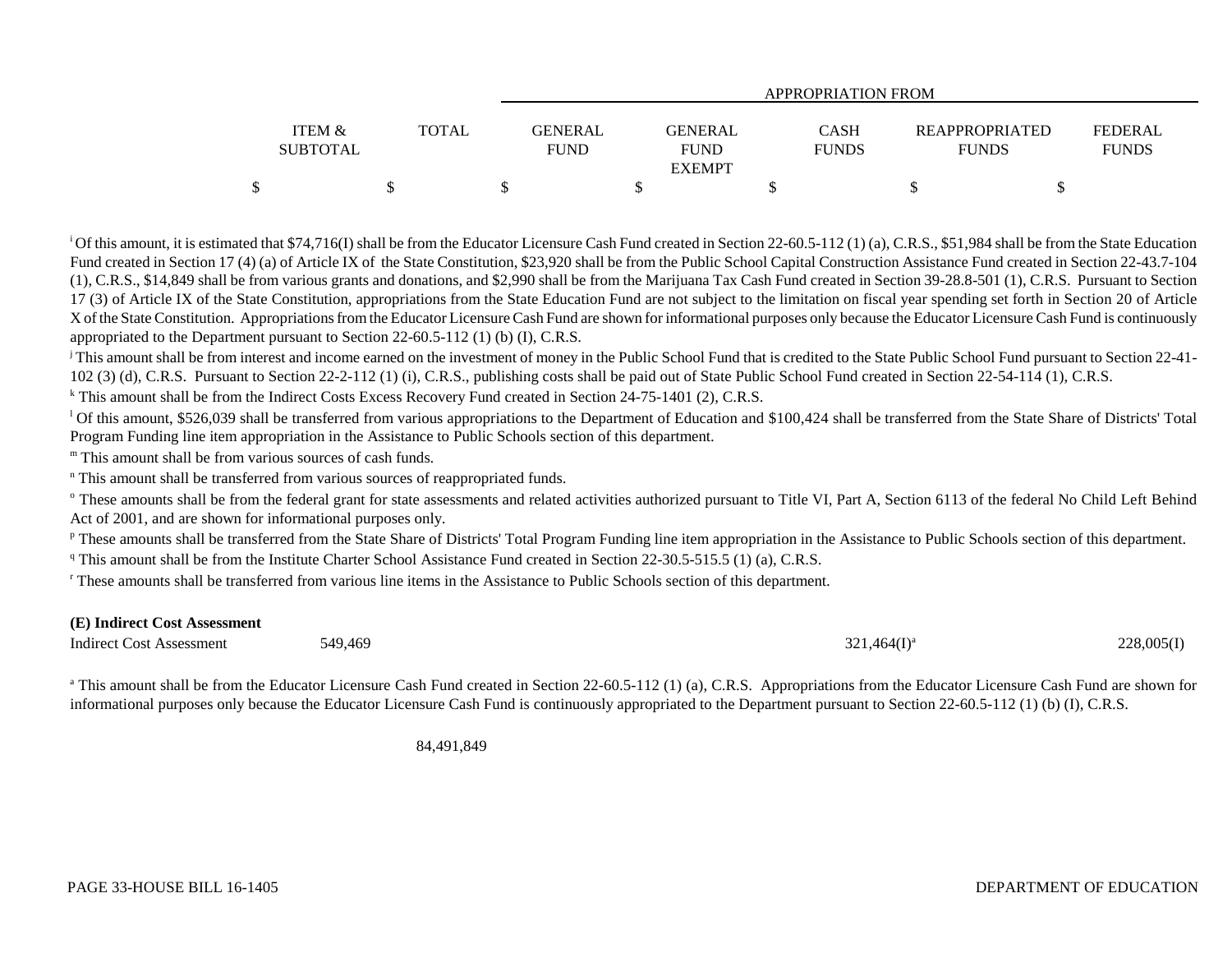| | ITEM & SUBTOTAL | TOTAL | APPROPRIATION FROM | | | | |
|---|---|---|---|---|---|---|---|
| | | | GENERAL FUND | GENERAL FUND EXEMPT | CASH FUNDS | REAPPROPRIATED FUNDS | FEDERAL FUNDS |
| | $ | $ | $ | $ | $ | $ | $ |

[i] Of this amount, it is estimated that $74,716(I) shall be from the Educator Licensure Cash Fund created in Section 22-60.5-112 (1) (a), C.R.S., $51,984 shall be from the State Education Fund created in Section 17 (4) (a) of Article IX of the State Constitution, $23,920 shall be from the Public School Capital Construction Assistance Fund created in Section 22-43.7-104 (1), C.R.S., $14,849 shall be from various grants and donations, and $2,990 shall be from the Marijuana Tax Cash Fund created in Section 39-28.8-501 (1), C.R.S. Pursuant to Section 17 (3) of Article IX of the State Constitution, appropriations from the State Education Fund are not subject to the limitation on fiscal year spending set forth in Section 20 of Article X of the State Constitution. Appropriations from the Educator Licensure Cash Fund are shown for informational purposes only because the Educator Licensure Cash Fund is continuously appropriated to the Department pursuant to Section 22-60.5-112 (1) (b) (I), C.R.S.

[j] This amount shall be from interest and income earned on the investment of money in the Public School Fund that is credited to the State Public School Fund pursuant to Section 22-41-102 (3) (d), C.R.S. Pursuant to Section 22-2-112 (1) (i), C.R.S., publishing costs shall be paid out of State Public School Fund created in Section 22-54-114 (1), C.R.S.

[k] This amount shall be from the Indirect Costs Excess Recovery Fund created in Section 24-75-1401 (2), C.R.S.

[l] Of this amount, $526,039 shall be transferred from various appropriations to the Department of Education and $100,424 shall be transferred from the State Share of Districts' Total Program Funding line item appropriation in the Assistance to Public Schools section of this department.

[m] This amount shall be from various sources of cash funds.

[n] This amount shall be transferred from various sources of reappropriated funds.

[o] These amounts shall be from the federal grant for state assessments and related activities authorized pursuant to Title VI, Part A, Section 6113 of the federal No Child Left Behind Act of 2001, and are shown for informational purposes only.

[p] These amounts shall be transferred from the State Share of Districts' Total Program Funding line item appropriation in the Assistance to Public Schools section of this department.

[q] This amount shall be from the Institute Charter School Assistance Fund created in Section 22-30.5-515.5 (1) (a), C.R.S.

[r] These amounts shall be transferred from various line items in the Assistance to Public Schools section of this department.

**(E) Indirect Cost Assessment**

| | ITEM & SUBTOTAL | TOTAL | GENERAL FUND | GENERAL FUND EXEMPT | CASH FUNDS | REAPPROPRIATED FUNDS | FEDERAL FUNDS |
|---|---|---|---|---|---|---|---|
| Indirect Cost Assessment | 549,469 | | | | 321,464(I)[a] | | 228,005(I) |

[a] This amount shall be from the Educator Licensure Cash Fund created in Section 22-60.5-112 (1) (a), C.R.S. Appropriations from the Educator Licensure Cash Fund are shown for informational purposes only because the Educator Licensure Cash Fund is continuously appropriated to the Department pursuant to Section 22-60.5-112 (1) (b) (I), C.R.S.

| | ITEM & SUBTOTAL | TOTAL | GENERAL FUND | GENERAL FUND EXEMPT | CASH FUNDS | REAPPROPRIATED FUNDS | FEDERAL FUNDS |
|---|---|---|---|---|---|---|---|
| | | 84,491,849 | | | | | |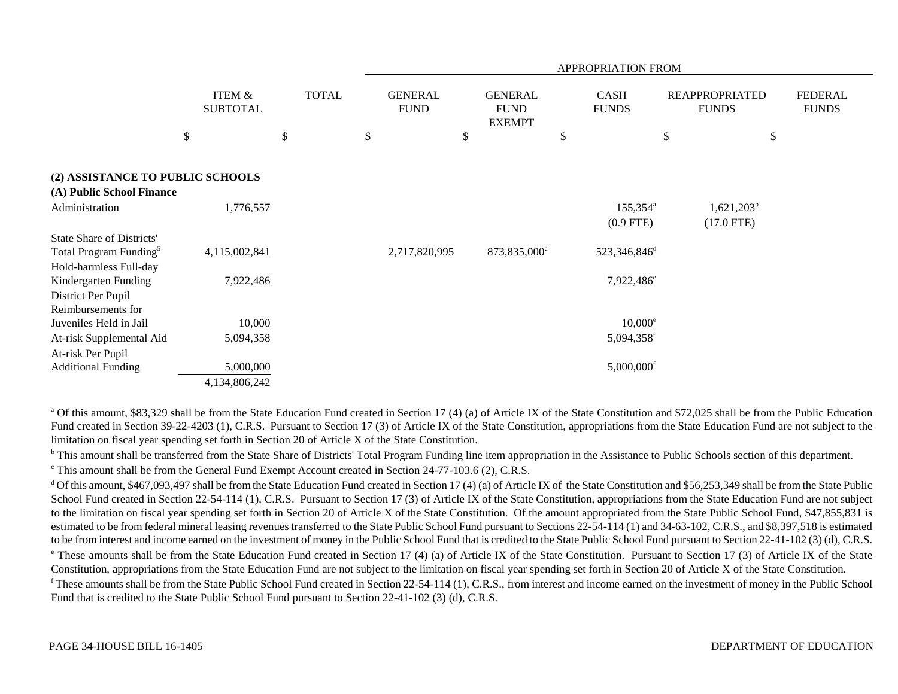| | ITEM & SUBTOTAL | TOTAL | APPROPRIATION FROM GENERAL FUND | GENERAL FUND EXEMPT | CASH FUNDS | REAPPROPRIATED FUNDS | FEDERAL FUNDS |
|---|---|---|---|---|---|---|---|
| | $ | $ | $ | $ | $ | $ | $ |
| **(2) ASSISTANCE TO PUBLIC SCHOOLS** | | | | | | | |
| **(A) Public School Finance** | | | | | | | |
| Administration | 1,776,557 | | | | 155,354[a] (0.9 FTE) | 1,621,203[b] (17.0 FTE) | |
| State Share of Districts' Total Program Funding[5] | 4,115,002,841 | | 2,717,820,995 | 873,835,000[c] | 523,346,846[d] | | |
| Hold-harmless Full-day Kindergarten Funding | 7,922,486 | | | | 7,922,486[e] | | |
| District Per Pupil Reimbursements for Juveniles Held in Jail | 10,000 | | | | 10,000[e] | | |
| At-risk Supplemental Aid | 5,094,358 | | | | 5,094,358[f] | | |
| At-risk Per Pupil Additional Funding | 5,000,000 | | | | 5,000,000[f] | | |
| | 4,134,806,242 | | | | | | |

[a] Of this amount, $83,329 shall be from the State Education Fund created in Section 17 (4) (a) of Article IX of the State Constitution and $72,025 shall be from the Public Education Fund created in Section 39-22-4203 (1), C.R.S. Pursuant to Section 17 (3) of Article IX of the State Constitution, appropriations from the State Education Fund are not subject to the limitation on fiscal year spending set forth in Section 20 of Article X of the State Constitution.

[b] This amount shall be transferred from the State Share of Districts' Total Program Funding line item appropriation in the Assistance to Public Schools section of this department.

[c] This amount shall be from the General Fund Exempt Account created in Section 24-77-103.6 (2), C.R.S.

[d] Of this amount, $467,093,497 shall be from the State Education Fund created in Section 17 (4) (a) of Article IX of the State Constitution and $56,253,349 shall be from the State Public School Fund created in Section 22-54-114 (1), C.R.S. Pursuant to Section 17 (3) of Article IX of the State Constitution, appropriations from the State Education Fund are not subject to the limitation on fiscal year spending set forth in Section 20 of Article X of the State Constitution. Of the amount appropriated from the State Public School Fund, $47,855,831 is estimated to be from federal mineral leasing revenues transferred to the State Public School Fund pursuant to Sections 22-54-114 (1) and 34-63-102, C.R.S., and $8,397,518 is estimated to be from interest and income earned on the investment of money in the Public School Fund that is credited to the State Public School Fund pursuant to Section 22-41-102 (3) (d), C.R.S.

[e] These amounts shall be from the State Education Fund created in Section 17 (4) (a) of Article IX of the State Constitution. Pursuant to Section 17 (3) of Article IX of the State Constitution, appropriations from the State Education Fund are not subject to the limitation on fiscal year spending set forth in Section 20 of Article X of the State Constitution.

[f] These amounts shall be from the State Public School Fund created in Section 22-54-114 (1), C.R.S., from interest and income earned on the investment of money in the Public School Fund that is credited to the State Public School Fund pursuant to Section 22-41-102 (3) (d), C.R.S.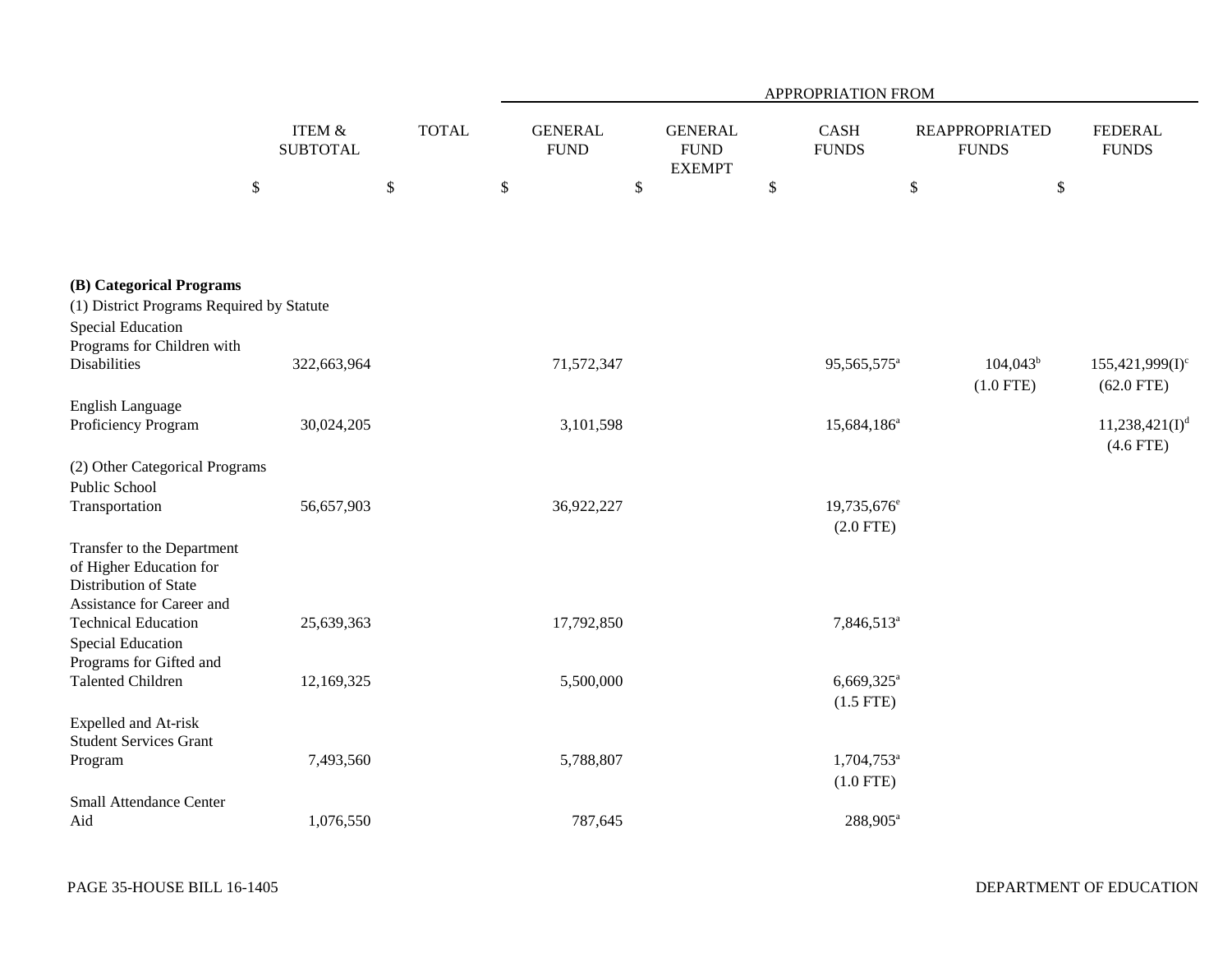| | ITEM & SUBTOTAL | TOTAL | APPROPRIATION FROM GENERAL FUND | GENERAL FUND EXEMPT | CASH FUNDS | REAPPROPRIATED FUNDS | FEDERAL FUNDS |
|---|---|---|---|---|---|---|---|
| | $ | $ | $ | $ | $ | $ | $ |
| **(B) Categorical Programs** | | | | | | | |
| (1) District Programs Required by Statute | | | | | | | |
| Special Education Programs for Children with Disabilities | 322,663,964 | | 71,572,347 | | 95,565,575[a] | 104,043[b] (1.0 FTE) | 155,421,999(I)[c] (62.0 FTE) |
| English Language Proficiency Program | 30,024,205 | | 3,101,598 | | 15,684,186[a] | | 11,238,421(I)[d] (4.6 FTE) |
| (2) Other Categorical Programs | | | | | | | |
| Public School Transportation | 56,657,903 | | 36,922,227 | | 19,735,676[e] (2.0 FTE) | | |
| Transfer to the Department of Higher Education for Distribution of State Assistance for Career and Technical Education | 25,639,363 | | 17,792,850 | | 7,846,513[a] | | |
| Special Education Programs for Gifted and Talented Children | 12,169,325 | | 5,500,000 | | 6,669,325[a] (1.5 FTE) | | |
| Expelled and At-risk Student Services Grant Program | 7,493,560 | | 5,788,807 | | 1,704,753[a] (1.0 FTE) | | |
| Small Attendance Center Aid | 1,076,550 | | 787,645 | | 288,905[a] | | |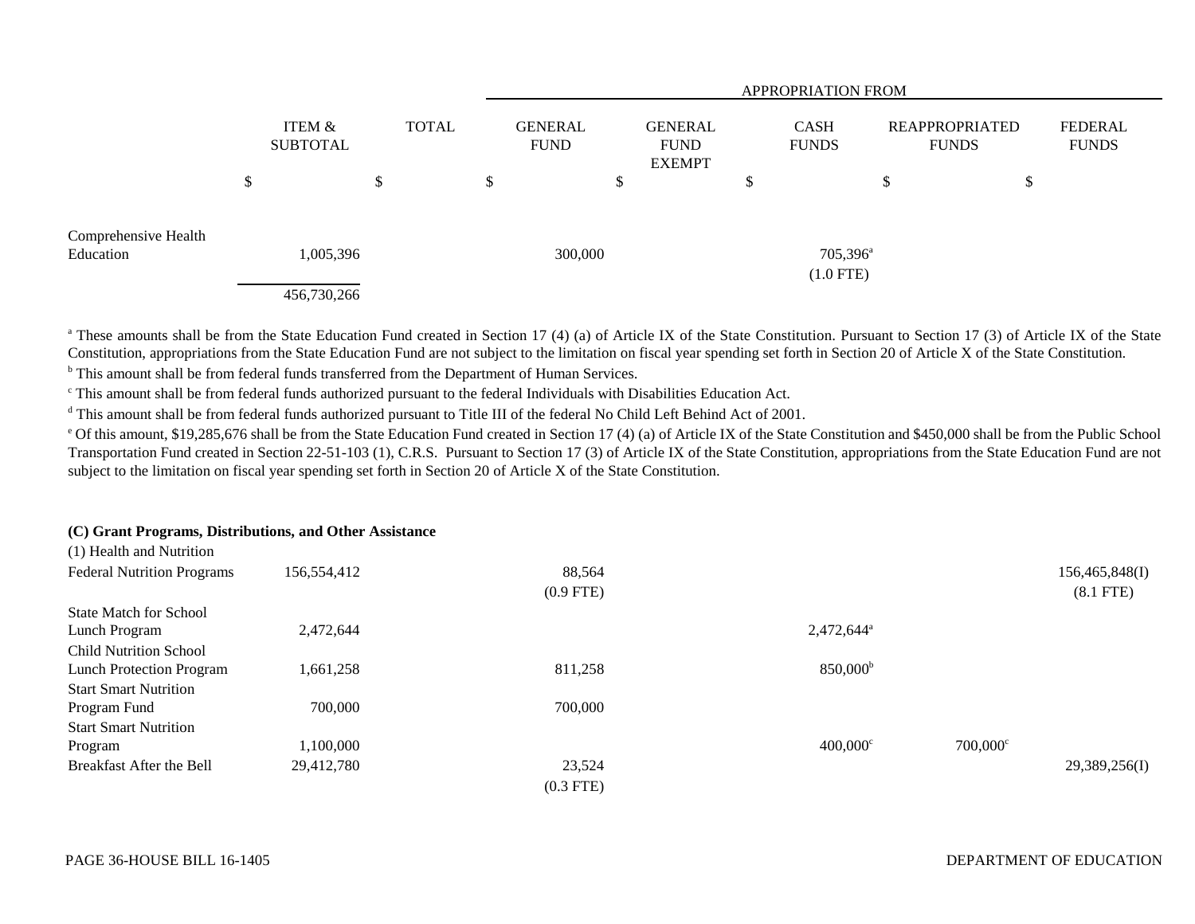| | ITEM & SUBTOTAL | TOTAL | APPROPRIATION FROM GENERAL FUND | GENERAL FUND EXEMPT | CASH FUNDS | REAPPROPRIATED FUNDS | FEDERAL FUNDS |
|---|---|---|---|---|---|---|---|
| | $ | $ | $ | $ | $ | $ | $ |
| Comprehensive Health Education | 1,005,396 | | 300,000 | | 705,396[a] (1.0 FTE) | | |
| | 456,730,266 | | | | | | |

[a] These amounts shall be from the State Education Fund created in Section 17 (4) (a) of Article IX of the State Constitution. Pursuant to Section 17 (3) of Article IX of the State Constitution, appropriations from the State Education Fund are not subject to the limitation on fiscal year spending set forth in Section 20 of Article X of the State Constitution.

[b] This amount shall be from federal funds transferred from the Department of Human Services.

[c] This amount shall be from federal funds authorized pursuant to the federal Individuals with Disabilities Education Act.

[d] This amount shall be from federal funds authorized pursuant to Title III of the federal No Child Left Behind Act of 2001.

[e] Of this amount, $19,285,676 shall be from the State Education Fund created in Section 17 (4) (a) of Article IX of the State Constitution and $450,000 shall be from the Public School Transportation Fund created in Section 22-51-103 (1), C.R.S. Pursuant to Section 17 (3) of Article IX of the State Constitution, appropriations from the State Education Fund are not subject to the limitation on fiscal year spending set forth in Section 20 of Article X of the State Constitution.

**(C) Grant Programs, Distributions, and Other Assistance**

| | ITEM & SUBTOTAL | TOTAL | GENERAL FUND | GENERAL FUND EXEMPT | CASH FUNDS | REAPPROPRIATED FUNDS | FEDERAL FUNDS |
|---|---|---|---|---|---|---|---|
| (1) Health and Nutrition | | | | | | | |
| Federal Nutrition Programs | 156,554,412 | | 88,564 (0.9 FTE) | | | | 156,465,848(I) (8.1 FTE) |
| State Match for School Lunch Program | 2,472,644 | | | | 2,472,644[a] | | |
| Child Nutrition School Lunch Protection Program | 1,661,258 | | 811,258 | | 850,000[b] | | |
| Start Smart Nutrition Program Fund | 700,000 | | 700,000 | | | | |
| Start Smart Nutrition Program | 1,100,000 | | | | 400,000[c] | 700,000[c] | |
| Breakfast After the Bell | 29,412,780 | | 23,524 (0.3 FTE) | | | | 29,389,256(I) |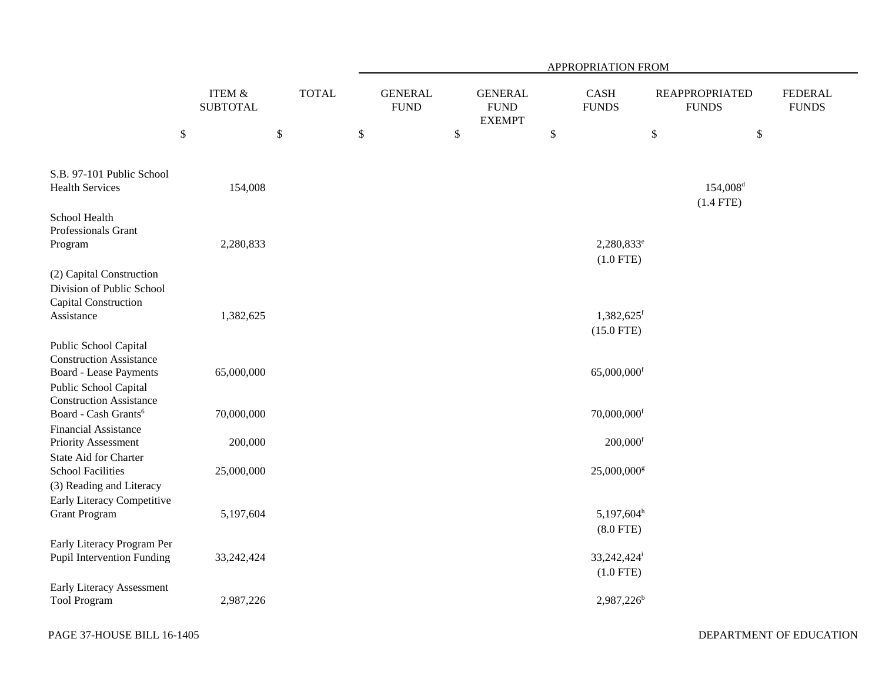| | ITEM & SUBTOTAL | TOTAL | APPROPRIATION FROM | | | | |
|---|---|---|---|---|---|---|---|
| | | | GENERAL FUND | GENERAL FUND EXEMPT | CASH FUNDS | REAPPROPRIATED FUNDS | FEDERAL FUNDS |
| | $ | $ | $ | $ | $ | $ | $ |
| S.B. 97-101 Public School Health Services | 154,008 | | | | | 154,008[d] (1.4 FTE) | |
| School Health Professionals Grant Program | 2,280,833 | | | | 2,280,833[e] (1.0 FTE) | | |
| (2) Capital Construction | | | | | | | |
| Division of Public School Capital Construction Assistance | 1,382,625 | | | | 1,382,625[f] (15.0 FTE) | | |
| Public School Capital Construction Assistance Board - Lease Payments | 65,000,000 | | | | 65,000,000[f] | | |
| Public School Capital Construction Assistance Board - Cash Grants[6] | 70,000,000 | | | | 70,000,000[f] | | |
| Financial Assistance Priority Assessment | 200,000 | | | | 200,000[f] | | |
| State Aid for Charter School Facilities | 25,000,000 | | | | 25,000,000[g] | | |
| (3) Reading and Literacy | | | | | | | |
| Early Literacy Competitive Grant Program | 5,197,604 | | | | 5,197,604[h] (8.0 FTE) | | |
| Early Literacy Program Per Pupil Intervention Funding | 33,242,424 | | | | 33,242,424[i] (1.0 FTE) | | |
| Early Literacy Assessment Tool Program | 2,987,226 | | | | 2,987,226[b] | | |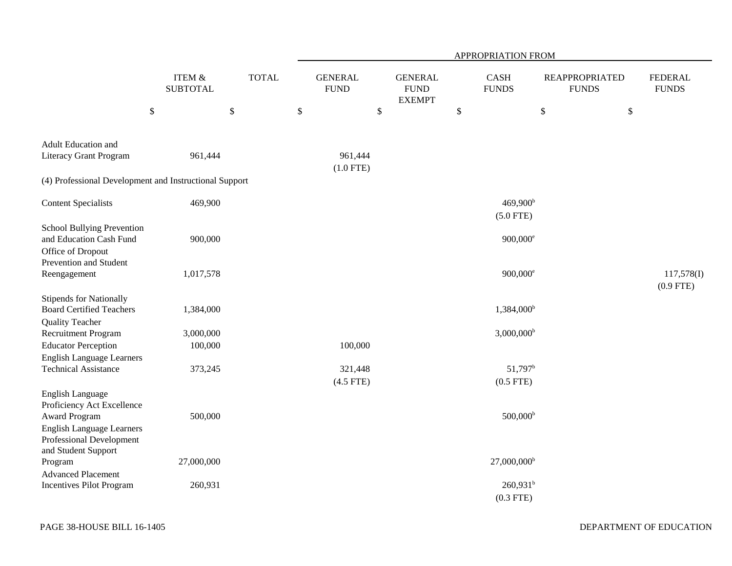| | ITEM & SUBTOTAL | TOTAL | APPROPRIATION FROM GENERAL FUND | GENERAL FUND EXEMPT | CASH FUNDS | REAPPROPRIATED FUNDS | FEDERAL FUNDS |
|---|---|---|---|---|---|---|---|
| | $ | $ | $ | $ | $ | $ | $ |
| Adult Education and Literacy Grant Program | 961,444 | | 961,444 (1.0 FTE) | | | | |
| (4) Professional Development and Instructional Support | | | | | | | |
| Content Specialists | 469,900 | | | | 469,900[b] (5.0 FTE) | | |
| School Bullying Prevention and Education Cash Fund | 900,000 | | | | 900,000[e] | | |
| Office of Dropout Prevention and Student Reengagement | 1,017,578 | | | | 900,000[e] | | 117,578(I) (0.9 FTE) |
| Stipends for Nationally Board Certified Teachers | 1,384,000 | | | | 1,384,000[b] | | |
| Quality Teacher Recruitment Program | 3,000,000 | | | | 3,000,000[b] | | |
| Educator Perception | 100,000 | | 100,000 | | | | |
| English Language Learners Technical Assistance | 373,245 | | 321,448 (4.5 FTE) | | 51,797[b] (0.5 FTE) | | |
| English Language Proficiency Act Excellence Award Program | 500,000 | | | | 500,000[b] | | |
| English Language Learners Professional Development and Student Support Program | 27,000,000 | | | | 27,000,000[b] | | |
| Advanced Placement Incentives Pilot Program | 260,931 | | | | 260,931[b] (0.3 FTE) | | |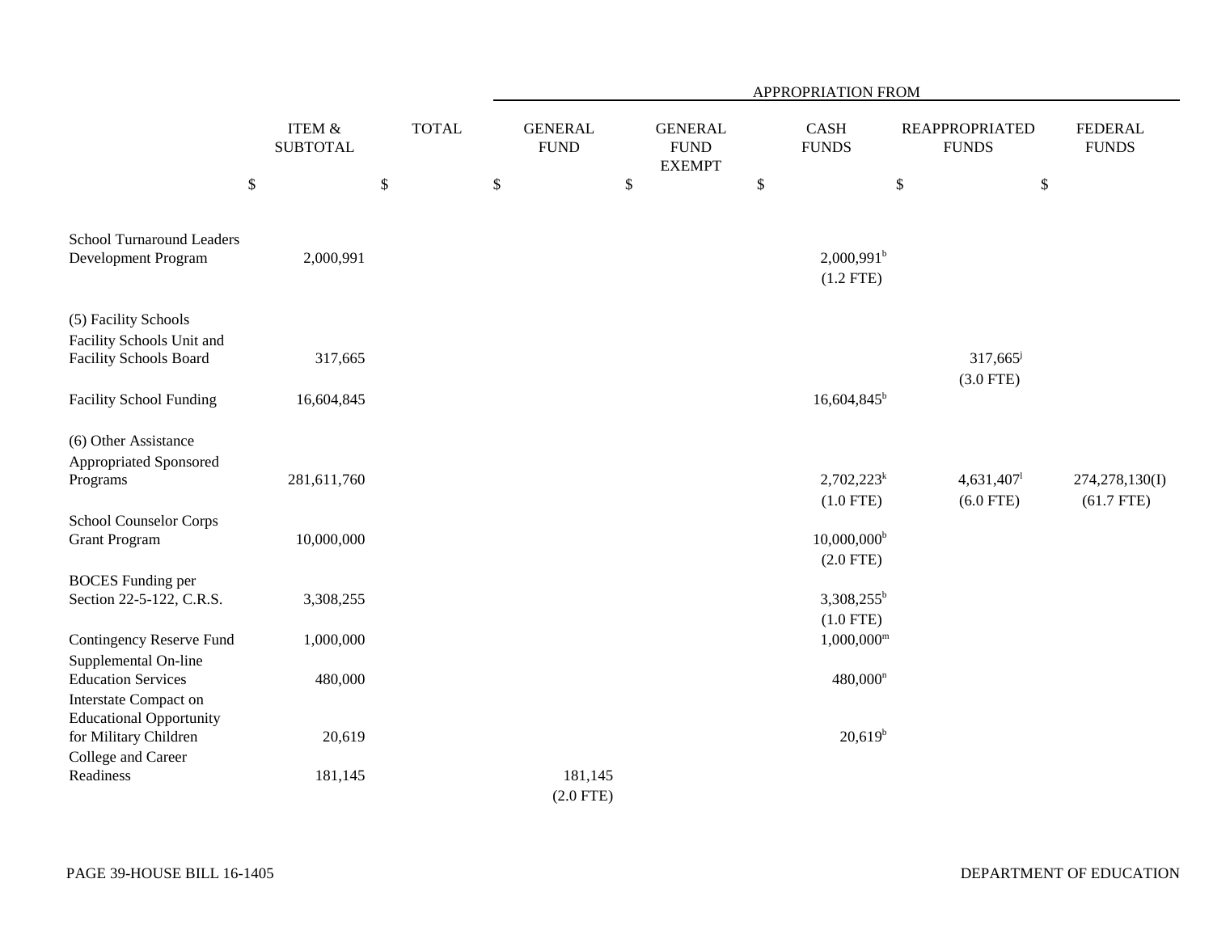| | ITEM & SUBTOTAL | TOTAL | APPROPRIATION FROM GENERAL FUND | GENERAL FUND EXEMPT | CASH FUNDS | REAPPROPRIATED FUNDS | FEDERAL FUNDS |
|---|---|---|---|---|---|---|---|
| | $ | $ | $ | $ | $ | $ | $ |
| School Turnaround Leaders Development Program | 2,000,991 | | | | 2,000,991[b] (1.2 FTE) | | |
| (5) Facility Schools | | | | | | | |
| Facility Schools Unit and Facility Schools Board | 317,665 | | | | | 317,665[j] (3.0 FTE) | |
| Facility School Funding | 16,604,845 | | | | 16,604,845[b] | | |
| (6) Other Assistance | | | | | | | |
| Appropriated Sponsored Programs | 281,611,760 | | | | 2,702,223[k] (1.0 FTE) | 4,631,407[l] (6.0 FTE) | 274,278,130(I) (61.7 FTE) |
| School Counselor Corps Grant Program | 10,000,000 | | | | 10,000,000[b] (2.0 FTE) | | |
| BOCES Funding per Section 22-5-122, C.R.S. | 3,308,255 | | | | 3,308,255[b] (1.0 FTE) | | |
| Contingency Reserve Fund | 1,000,000 | | | | 1,000,000[m] | | |
| Supplemental On-line Education Services | 480,000 | | | | 480,000[n] | | |
| Interstate Compact on Educational Opportunity for Military Children | 20,619 | | | | 20,619[b] | | |
| College and Career Readiness | 181,145 | | 181,145 (2.0 FTE) | | | | |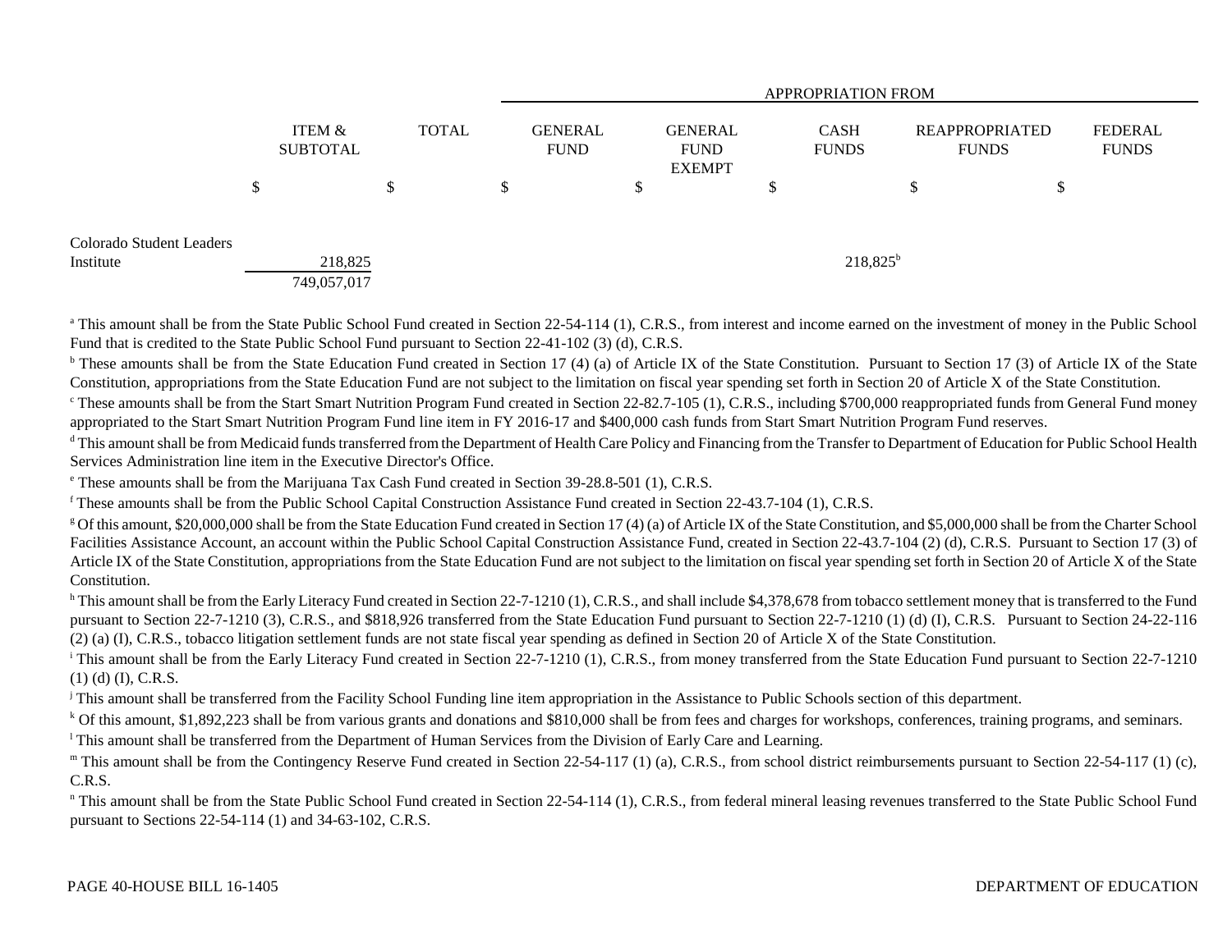| | ITEM & SUBTOTAL | TOTAL | APPROPRIATION FROM GENERAL FUND | GENERAL FUND EXEMPT | CASH FUNDS | REAPPROPRIATED FUNDS | FEDERAL FUNDS |
|---|---|---|---|---|---|---|---|
| | $ | $ | $ | $ | $ | $ | $ |
| Colorado Student Leaders Institute | 218,825 | | | | 218,825[b] | | |
| | 749,057,017 | | | | | | |

[a] This amount shall be from the State Public School Fund created in Section 22-54-114 (1), C.R.S., from interest and income earned on the investment of money in the Public School Fund that is credited to the State Public School Fund pursuant to Section 22-41-102 (3) (d), C.R.S.

[b] These amounts shall be from the State Education Fund created in Section 17 (4) (a) of Article IX of the State Constitution. Pursuant to Section 17 (3) of Article IX of the State Constitution, appropriations from the State Education Fund are not subject to the limitation on fiscal year spending set forth in Section 20 of Article X of the State Constitution.

[c] These amounts shall be from the Start Smart Nutrition Program Fund created in Section 22-82.7-105 (1), C.R.S., including $700,000 reappropriated funds from General Fund money appropriated to the Start Smart Nutrition Program Fund line item in FY 2016-17 and $400,000 cash funds from Start Smart Nutrition Program Fund reserves.

[d] This amount shall be from Medicaid funds transferred from the Department of Health Care Policy and Financing from the Transfer to Department of Education for Public School Health Services Administration line item in the Executive Director's Office.

[e] These amounts shall be from the Marijuana Tax Cash Fund created in Section 39-28.8-501 (1), C.R.S.

[f] These amounts shall be from the Public School Capital Construction Assistance Fund created in Section 22-43.7-104 (1), C.R.S.

[g] Of this amount, $20,000,000 shall be from the State Education Fund created in Section 17 (4) (a) of Article IX of the State Constitution, and $5,000,000 shall be from the Charter School Facilities Assistance Account, an account within the Public School Capital Construction Assistance Fund, created in Section 22-43.7-104 (2) (d), C.R.S. Pursuant to Section 17 (3) of Article IX of the State Constitution, appropriations from the State Education Fund are not subject to the limitation on fiscal year spending set forth in Section 20 of Article X of the State Constitution.

[h] This amount shall be from the Early Literacy Fund created in Section 22-7-1210 (1), C.R.S., and shall include $4,378,678 from tobacco settlement money that is transferred to the Fund pursuant to Section 22-7-1210 (3), C.R.S., and $818,926 transferred from the State Education Fund pursuant to Section 22-7-1210 (1) (d) (I), C.R.S. Pursuant to Section 24-22-116 (2) (a) (I), C.R.S., tobacco litigation settlement funds are not state fiscal year spending as defined in Section 20 of Article X of the State Constitution.

[i] This amount shall be from the Early Literacy Fund created in Section 22-7-1210 (1), C.R.S., from money transferred from the State Education Fund pursuant to Section 22-7-1210 (1) (d) (I), C.R.S.

[j] This amount shall be transferred from the Facility School Funding line item appropriation in the Assistance to Public Schools section of this department.

[k] Of this amount, $1,892,223 shall be from various grants and donations and $810,000 shall be from fees and charges for workshops, conferences, training programs, and seminars.

[l] This amount shall be transferred from the Department of Human Services from the Division of Early Care and Learning.

[m] This amount shall be from the Contingency Reserve Fund created in Section 22-54-117 (1) (a), C.R.S., from school district reimbursements pursuant to Section 22-54-117 (1) (c), C.R.S.

[n] This amount shall be from the State Public School Fund created in Section 22-54-114 (1), C.R.S., from federal mineral leasing revenues transferred to the State Public School Fund pursuant to Sections 22-54-114 (1) and 34-63-102, C.R.S.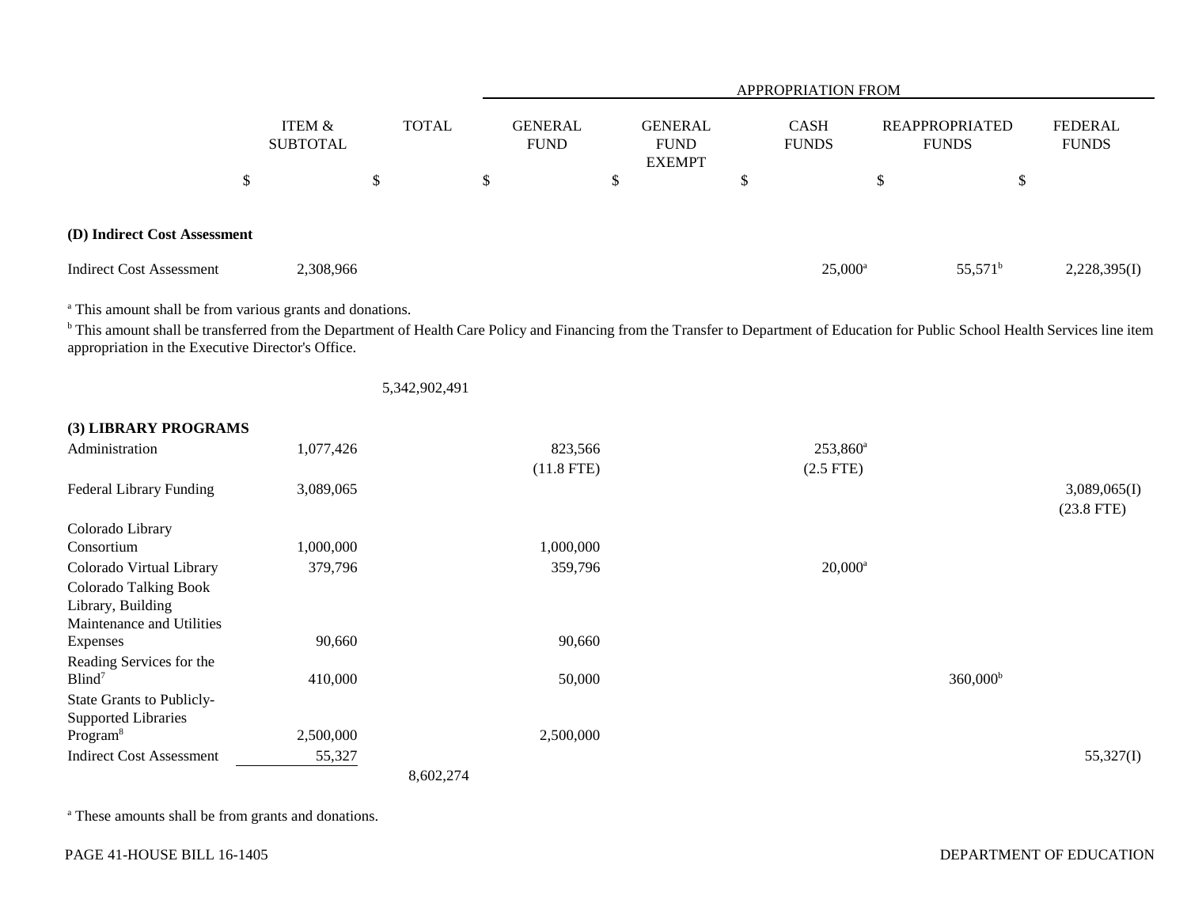| | ITEM & SUBTOTAL | TOTAL | APPROPRIATION FROM GENERAL FUND | GENERAL FUND EXEMPT | CASH FUNDS | REAPPROPRIATED FUNDS | FEDERAL FUNDS |
|---|---|---|---|---|---|---|---|
| | $ | $ | $ | $ | $ | $ | $ |
| **(D) Indirect Cost Assessment** | | | | | | | |
| Indirect Cost Assessment | 2,308,966 | | | | 25,000[a] | 55,571[b] | 2,228,395(I) |

[a] This amount shall be from various grants and donations.

[b] This amount shall be transferred from the Department of Health Care Policy and Financing from the Transfer to Department of Education for Public School Health Services line item appropriation in the Executive Director's Office.

| | ITEM & SUBTOTAL | TOTAL | GENERAL FUND | GENERAL FUND EXEMPT | CASH FUNDS | REAPPROPRIATED FUNDS | FEDERAL FUNDS |
|---|---|---|---|---|---|---|---|
| | | 5,342,902,491 | | | | | |
| **(3) LIBRARY PROGRAMS** | | | | | | | |
| Administration | 1,077,426 | | 823,566 (11.8 FTE) | | 253,860[a] (2.5 FTE) | | |
| Federal Library Funding | 3,089,065 | | | | | | 3,089,065(I) (23.8 FTE) |
| Colorado Library Consortium | 1,000,000 | | 1,000,000 | | | | |
| Colorado Virtual Library | 379,796 | | 359,796 | | 20,000[a] | | |
| Colorado Talking Book Library, Building Maintenance and Utilities Expenses | 90,660 | | 90,660 | | | | |
| Reading Services for the Blind[7] | 410,000 | | 50,000 | | | 360,000[b] | |
| State Grants to Publicly-Supported Libraries Program[8] | 2,500,000 | | 2,500,000 | | | | |
| Indirect Cost Assessment | 55,327 | | | | | | 55,327(I) |
| | | 8,602,274 | | | | | |

[a] These amounts shall be from grants and donations.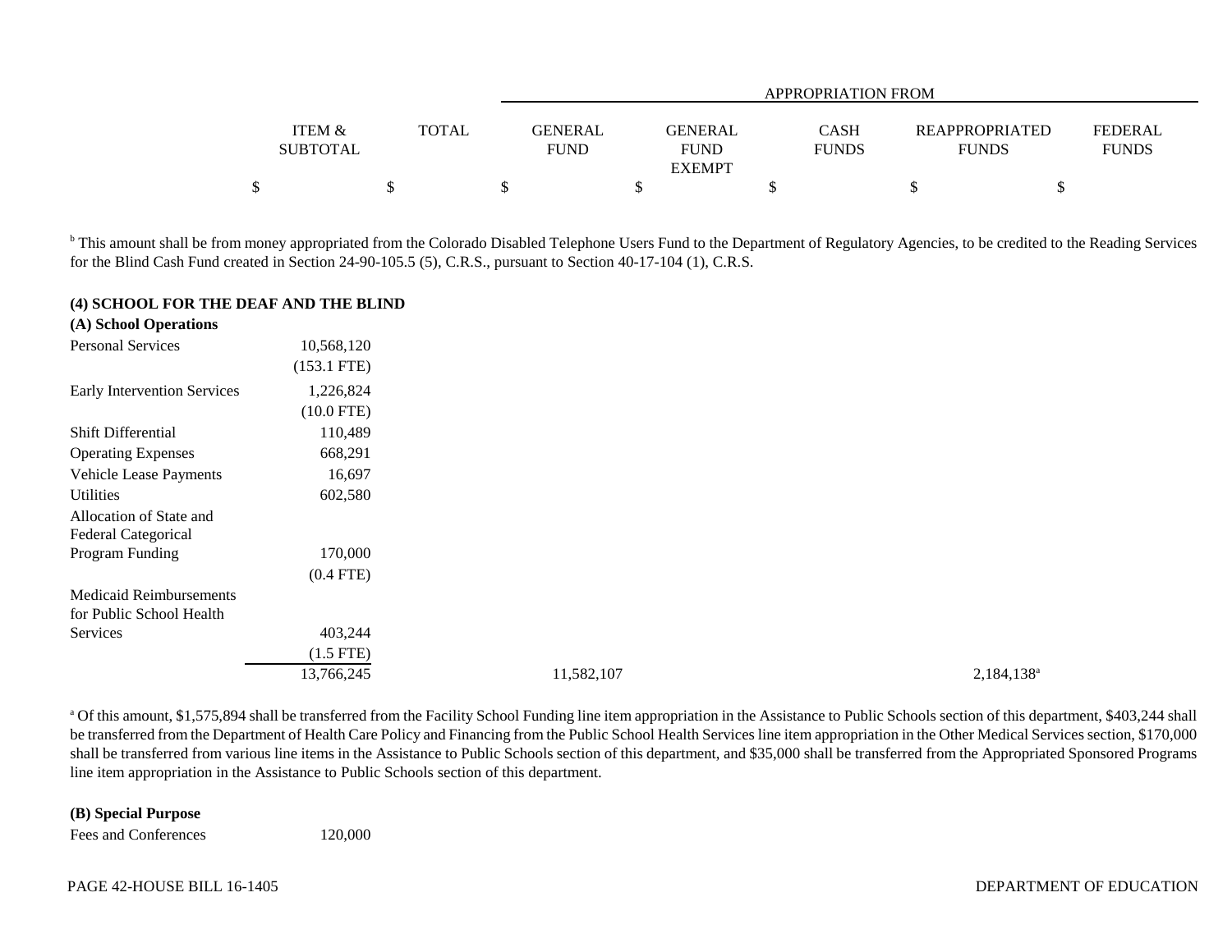| | ITEM & SUBTOTAL | TOTAL | APPROPRIATION FROM GENERAL FUND | GENERAL FUND EXEMPT | CASH FUNDS | REAPPROPRIATED FUNDS | FEDERAL FUNDS |
|---|---|---|---|---|---|---|---|
| | $ | $ | $ | $ | $ | $ | $ |

[b] This amount shall be from money appropriated from the Colorado Disabled Telephone Users Fund to the Department of Regulatory Agencies, to be credited to the Reading Services for the Blind Cash Fund created in Section 24-90-105.5 (5), C.R.S., pursuant to Section 40-17-104 (1), C.R.S.

**(4) SCHOOL FOR THE DEAF AND THE BLIND**

**(A) School Operations**

| | ITEM & SUBTOTAL | TOTAL | GENERAL FUND | GENERAL FUND EXEMPT | CASH FUNDS | REAPPROPRIATED FUNDS | FEDERAL FUNDS |
|---|---|---|---|---|---|---|---|
| Personal Services | 10,568,120 (153.1 FTE) | | | | | | |
| Early Intervention Services | 1,226,824 (10.0 FTE) | | | | | | |
| Shift Differential | 110,489 | | | | | | |
| Operating Expenses | 668,291 | | | | | | |
| Vehicle Lease Payments | 16,697 | | | | | | |
| Utilities | 602,580 | | | | | | |
| Allocation of State and Federal Categorical Program Funding | 170,000 (0.4 FTE) | | | | | | |
| Medicaid Reimbursements for Public School Health Services | 403,244 (1.5 FTE) | | | | | | |
| | 13,766,245 | | 11,582,107 | | | 2,184,138[a] | |

[a] Of this amount, $1,575,894 shall be transferred from the Facility School Funding line item appropriation in the Assistance to Public Schools section of this department, $403,244 shall be transferred from the Department of Health Care Policy and Financing from the Public School Health Services line item appropriation in the Other Medical Services section, $170,000 shall be transferred from various line items in the Assistance to Public Schools section of this department, and $35,000 shall be transferred from the Appropriated Sponsored Programs line item appropriation in the Assistance to Public Schools section of this department.

**(B) Special Purpose**

| | ITEM & SUBTOTAL | TOTAL | GENERAL FUND | GENERAL FUND EXEMPT | CASH FUNDS | REAPPROPRIATED FUNDS | FEDERAL FUNDS |
|---|---|---|---|---|---|---|---|
| Fees and Conferences | 120,000 | | | | | | |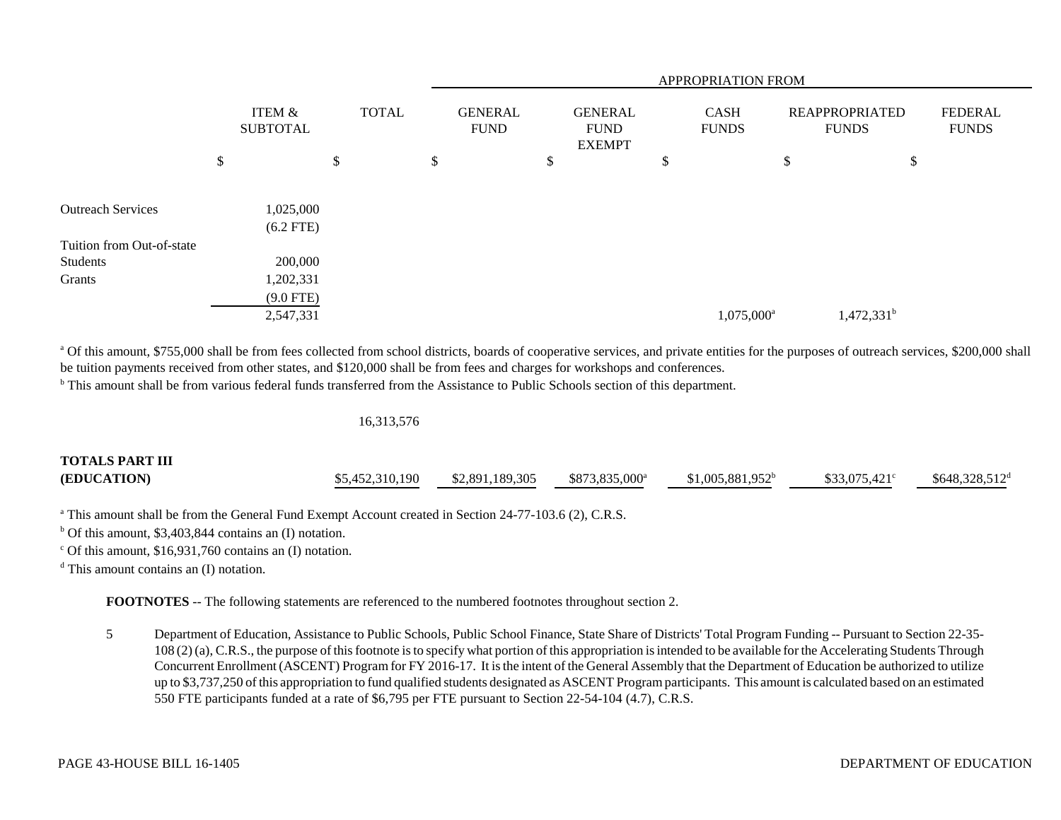| | ITEM & SUBTOTAL | TOTAL | APPROPRIATION FROM GENERAL FUND | GENERAL FUND EXEMPT | CASH FUNDS | REAPPROPRIATED FUNDS | FEDERAL FUNDS |
|---|---|---|---|---|---|---|---|
| | $ | $ | $ | $ | $ | $ | $ |
| Outreach Services | 1,025,000 | | | | | | |
| | (6.2 FTE) | | | | | | |
| Tuition from Out-of-state Students | 200,000 | | | | | | |
| Grants | 1,202,331 | | | | | | |
| | (9.0 FTE) | | | | | | |
| | 2,547,331 | | | | 1,075,000[a] | 1,472,331[b] | |

[a] Of this amount, $755,000 shall be from fees collected from school districts, boards of cooperative services, and private entities for the purposes of outreach services, $200,000 shall be tuition payments received from other states, and $120,000 shall be from fees and charges for workshops and conferences.

[b] This amount shall be from various federal funds transferred from the Assistance to Public Schools section of this department.

| | ITEM & SUBTOTAL | TOTAL | GENERAL FUND | GENERAL FUND EXEMPT | CASH FUNDS | REAPPROPRIATED FUNDS | FEDERAL FUNDS |
|---|---|---|---|---|---|---|---|
| | | 16,313,576 | | | | | |
| **TOTALS PART III (EDUCATION)** | | $5,452,310,190 | $2,891,189,305 | $873,835,000[a] | $1,005,881,952[b] | $33,075,421[c] | $648,328,512[d] |

[a] This amount shall be from the General Fund Exempt Account created in Section 24-77-103.6 (2), C.R.S.

[b] Of this amount, $3,403,844 contains an (I) notation.

[c] Of this amount, $16,931,760 contains an (I) notation.

[d] This amount contains an (I) notation.

**FOOTNOTES** -- The following statements are referenced to the numbered footnotes throughout section 2.

5 Department of Education, Assistance to Public Schools, Public School Finance, State Share of Districts' Total Program Funding -- Pursuant to Section 22-35-108 (2) (a), C.R.S., the purpose of this footnote is to specify what portion of this appropriation is intended to be available for the Accelerating Students Through Concurrent Enrollment (ASCENT) Program for FY 2016-17. It is the intent of the General Assembly that the Department of Education be authorized to utilize up to $3,737,250 of this appropriation to fund qualified students designated as ASCENT Program participants. This amount is calculated based on an estimated 550 FTE participants funded at a rate of $6,795 per FTE pursuant to Section 22-54-104 (4.7), C.R.S.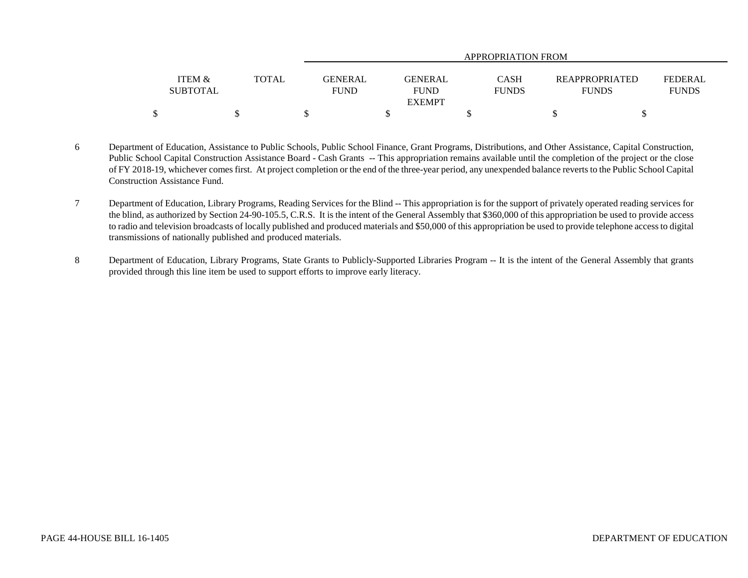| | | | APPROPRIATION FROM | | | | |
|---|---|---|---|---|---|---|---|
| | ITEM & SUBTOTAL | TOTAL | GENERAL FUND | GENERAL FUND EXEMPT | CASH FUNDS | REAPPROPRIATED FUNDS | FEDERAL FUNDS |
| | $ | $ | $ | $ | $ | $ | $ |

6 Department of Education, Assistance to Public Schools, Public School Finance, Grant Programs, Distributions, and Other Assistance, Capital Construction, Public School Capital Construction Assistance Board - Cash Grants -- This appropriation remains available until the completion of the project or the close of FY 2018-19, whichever comes first. At project completion or the end of the three-year period, any unexpended balance reverts to the Public School Capital Construction Assistance Fund.

7 Department of Education, Library Programs, Reading Services for the Blind -- This appropriation is for the support of privately operated reading services for the blind, as authorized by Section 24-90-105.5, C.R.S. It is the intent of the General Assembly that $360,000 of this appropriation be used to provide access to radio and television broadcasts of locally published and produced materials and $50,000 of this appropriation be used to provide telephone access to digital transmissions of nationally published and produced materials.

8 Department of Education, Library Programs, State Grants to Publicly-Supported Libraries Program -- It is the intent of the General Assembly that grants provided through this line item be used to support efforts to improve early literacy.